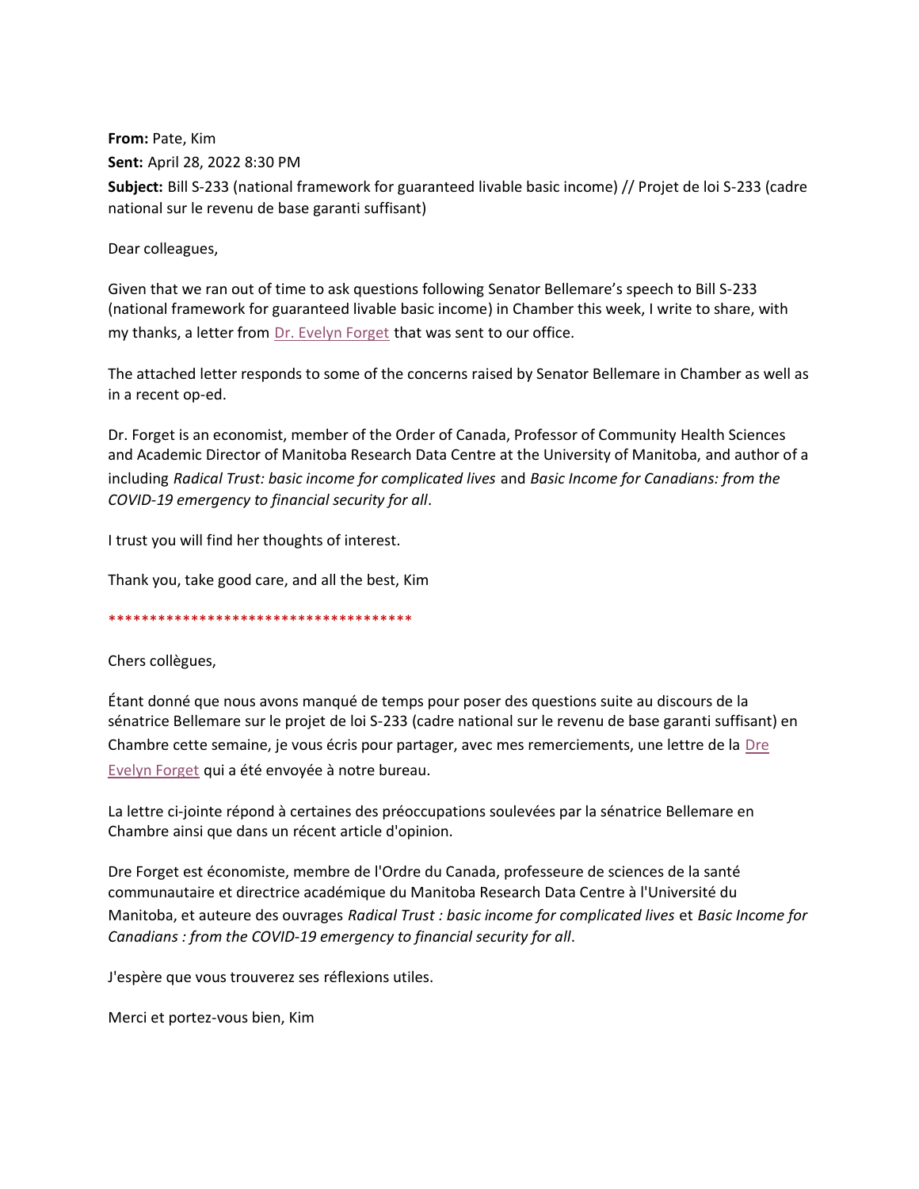**From:** Pate, Kim
**Sent:** April 28, 2022 8:30 PM
**Subject:** Bill S-233 (national framework for guaranteed livable basic income) // Projet de loi S-233 (cadre national sur le revenu de base garanti suffisant)

Dear colleagues,

Given that we ran out of time to ask questions following Senator Bellemare's speech to Bill S-233 (national framework for guaranteed livable basic income) in Chamber this week, I write to share, with my thanks, a letter from Dr. Evelyn Forget that was sent to our office.

The attached letter responds to some of the concerns raised by Senator Bellemare in Chamber as well as in a recent op-ed.

Dr. Forget is an economist, member of the Order of Canada, Professor of Community Health Sciences and Academic Director of Manitoba Research Data Centre at the University of Manitoba, and author of a including *Radical Trust: basic income for complicated lives* and *Basic Income for Canadians: from the COVID-19 emergency to financial security for all*.

I trust you will find her thoughts of interest.

Thank you, take good care, and all the best, Kim

**************************************

Chers collègues,

Étant donné que nous avons manqué de temps pour poser des questions suite au discours de la sénatrice Bellemare sur le projet de loi S-233 (cadre national sur le revenu de base garanti suffisant) en Chambre cette semaine, je vous écris pour partager, avec mes remerciements, une lettre de la Dre Evelyn Forget qui a été envoyée à notre bureau.

La lettre ci-jointe répond à certaines des préoccupations soulevées par la sénatrice Bellemare en Chambre ainsi que dans un récent article d'opinion.

Dre Forget est économiste, membre de l'Ordre du Canada, professeure de sciences de la santé communautaire et directrice académique du Manitoba Research Data Centre à l'Université du Manitoba, et auteure des ouvrages *Radical Trust : basic income for complicated lives* et *Basic Income for Canadians : from the COVID-19 emergency to financial security for all*.

J'espère que vous trouverez ses réflexions utiles.

Merci et portez-vous bien, Kim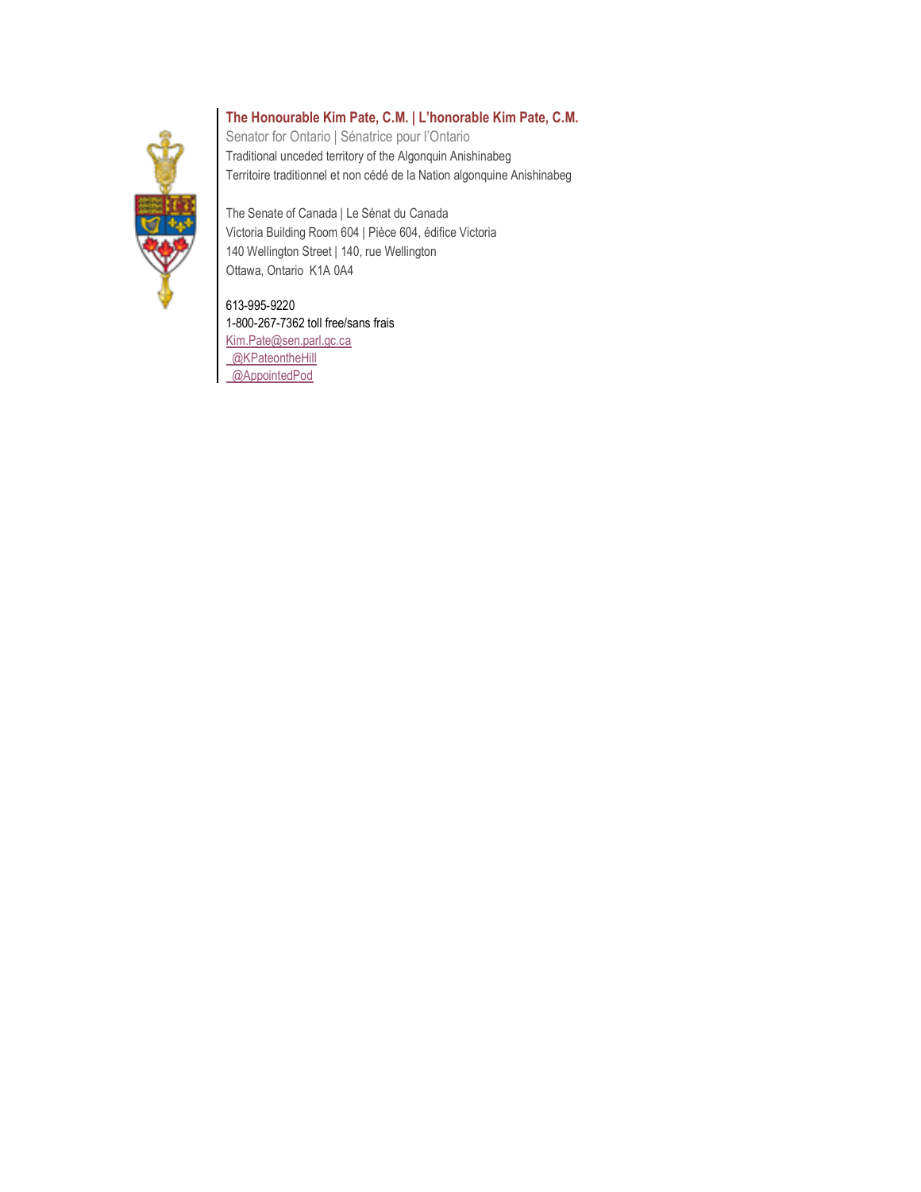**The Honourable Kim Pate, C.M. | L'honorable Kim Pate, C.M.**
Senator for Ontario | Sénatrice pour l'Ontario
Traditional unceded territory of the Algonquin Anishinabeg
Territoire traditionnel et non cédé de la Nation algonquine Anishinabeg

The Senate of Canada | Le Sénat du Canada
Victoria Building Room 604 | Pièce 604, édifice Victoria
140 Wellington Street | 140, rue Wellington
Ottawa, Ontario K1A 0A4

613-995-9220
1-800-267-7362 toll free/sans frais
Kim.Pate@sen.parl.gc.ca
@KPateontheHill
@AppointedPod